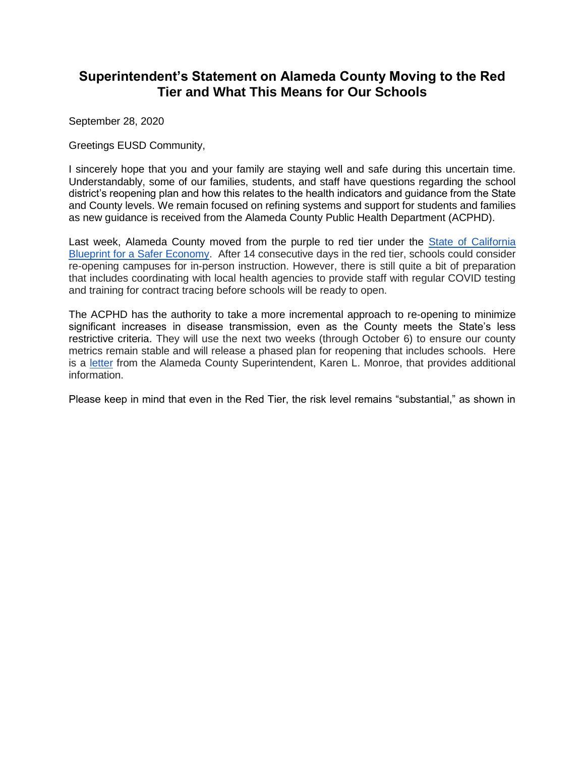# Superintendent's Statement on Alameda County Moving to the Red Tier and What This Means for Our Schools

September 28, 2020

Greetings EUSD Community,

I sincerely hope that you and your family are staying well and safe during this uncertain time. Understandably, some of our families, students, and staff have questions regarding the school district's reopening plan and how this relates to the health indicators and guidance from the State and County levels. We remain focused on refining systems and support for students and families as new guidance is received from the Alameda County Public Health Department (ACPHD).

Last week, Alameda County moved from the purple to red tier under the [State of California Blueprint for a Safer Economy](). After 14 consecutive days in the red tier, schools could consider re-opening campuses for in-person instruction. However, there is still quite a bit of preparation that includes coordinating with local health agencies to provide staff with regular COVID testing and training for contract tracing before schools will be ready to open.

The ACPHD has the authority to take a more incremental approach to re-opening to minimize significant increases in disease transmission, even as the County meets the State's less restrictive criteria. They will use the next two weeks (through October 6) to ensure our county metrics remain stable and will release a phased plan for reopening that includes schools. Here is a [letter]() from the Alameda County Superintendent, Karen L. Monroe, that provides additional information.

Please keep in mind that even in the Red Tier, the risk level remains "substantial," as shown in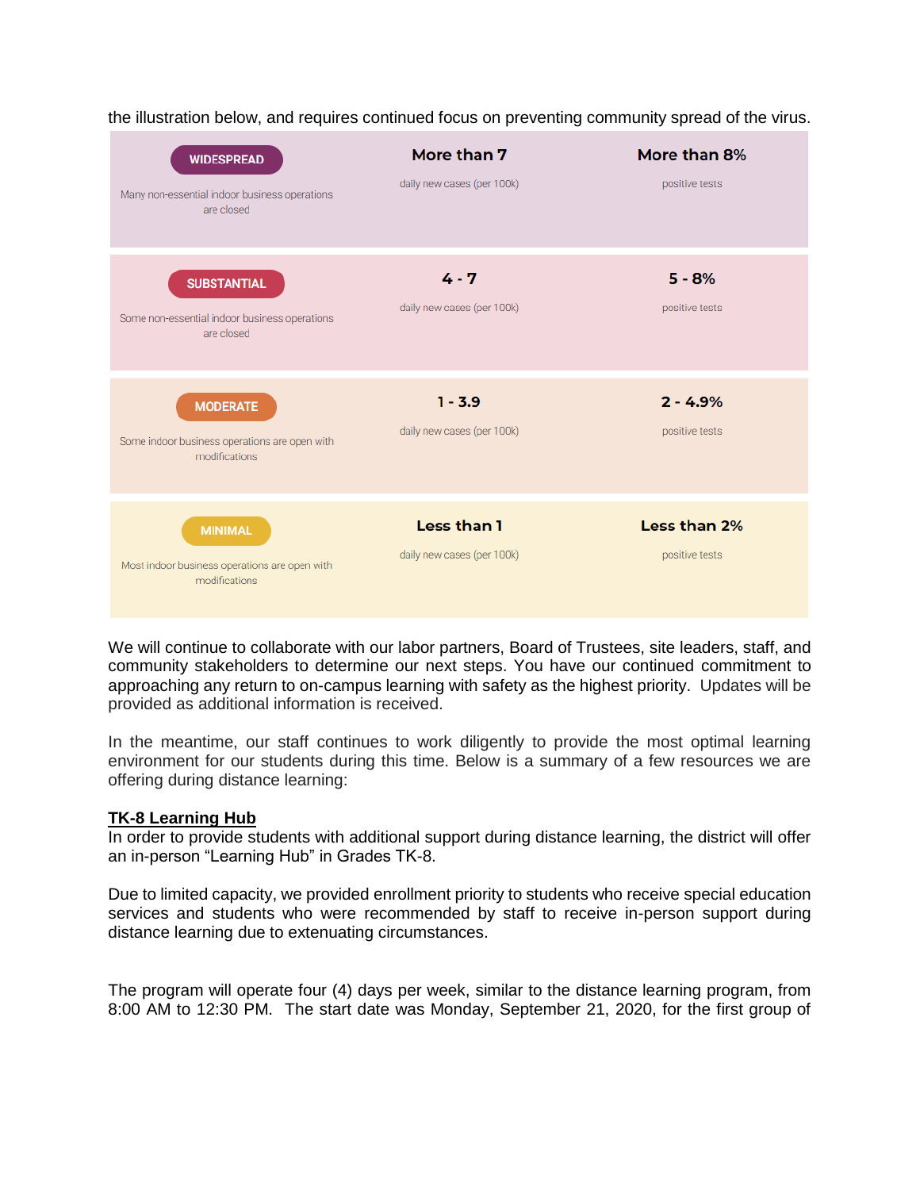the illustration below, and requires continued focus on preventing community spread of the virus.

| Tier | Daily new cases (per 100k) | Positive tests |
| --- | --- | --- |
| **WIDESPREAD** Many non-essential indoor business operations are closed | **More than 7** daily new cases (per 100k) | **More than 8%** positive tests |
| **SUBSTANTIAL** Some non-essential indoor business operations are closed | **4 - 7** daily new cases (per 100k) | **5 - 8%** positive tests |
| **MODERATE** Some indoor business operations are open with modifications | **1 - 3.9** daily new cases (per 100k) | **2 - 4.9%** positive tests |
| **MINIMAL** Most indoor business operations are open with modifications | **Less than 1** daily new cases (per 100k) | **Less than 2%** positive tests |

We will continue to collaborate with our labor partners, Board of Trustees, site leaders, staff, and community stakeholders to determine our next steps. You have our continued commitment to approaching any return to on-campus learning with safety as the highest priority. Updates will be provided as additional information is received.

In the meantime, our staff continues to work diligently to provide the most optimal learning environment for our students during this time. Below is a summary of a few resources we are offering during distance learning:

**TK-8 Learning Hub**

In order to provide students with additional support during distance learning, the district will offer an in-person "Learning Hub" in Grades TK-8.

Due to limited capacity, we provided enrollment priority to students who receive special education services and students who were recommended by staff to receive in-person support during distance learning due to extenuating circumstances.

The program will operate four (4) days per week, similar to the distance learning program, from 8:00 AM to 12:30 PM. The start date was Monday, September 21, 2020, for the first group of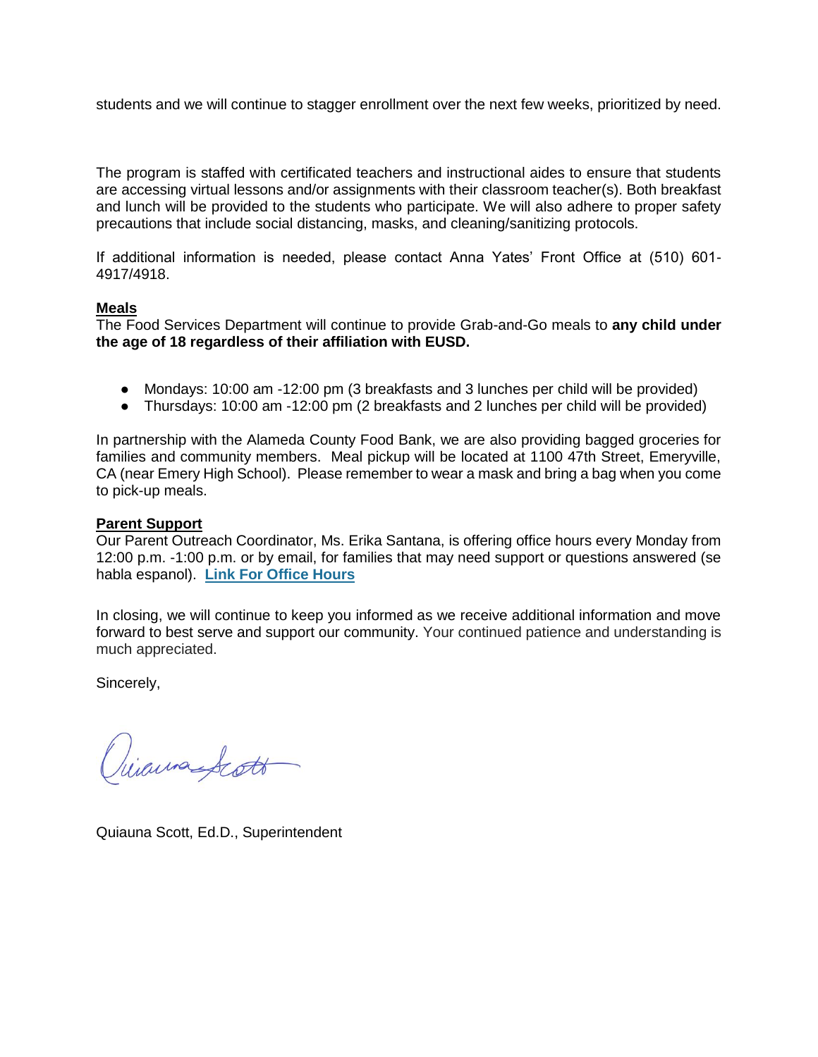students and we will continue to stagger enrollment over the next few weeks, prioritized by need.

The program is staffed with certificated teachers and instructional aides to ensure that students are accessing virtual lessons and/or assignments with their classroom teacher(s). Both breakfast and lunch will be provided to the students who participate. We will also adhere to proper safety precautions that include social distancing, masks, and cleaning/sanitizing protocols.

If additional information is needed, please contact Anna Yates' Front Office at (510) 601-4917/4918.

**Meals**

The Food Services Department will continue to provide Grab-and-Go meals to **any child under the age of 18 regardless of their affiliation with EUSD.**

- Mondays: 10:00 am -12:00 pm (3 breakfasts and 3 lunches per child will be provided)
- Thursdays: 10:00 am -12:00 pm (2 breakfasts and 2 lunches per child will be provided)

In partnership with the Alameda County Food Bank, we are also providing bagged groceries for families and community members. Meal pickup will be located at 1100 47th Street, Emeryville, CA (near Emery High School). Please remember to wear a mask and bring a bag when you come to pick-up meals.

**Parent Support**

Our Parent Outreach Coordinator, Ms. Erika Santana, is offering office hours every Monday from 12:00 p.m. -1:00 p.m. or by email, for families that may need support or questions answered (se habla espanol). **Link For Office Hours**

In closing, we will continue to keep you informed as we receive additional information and move forward to best serve and support our community. Your continued patience and understanding is much appreciated.

Sincerely,

Quiauna Scott

Quiauna Scott, Ed.D., Superintendent